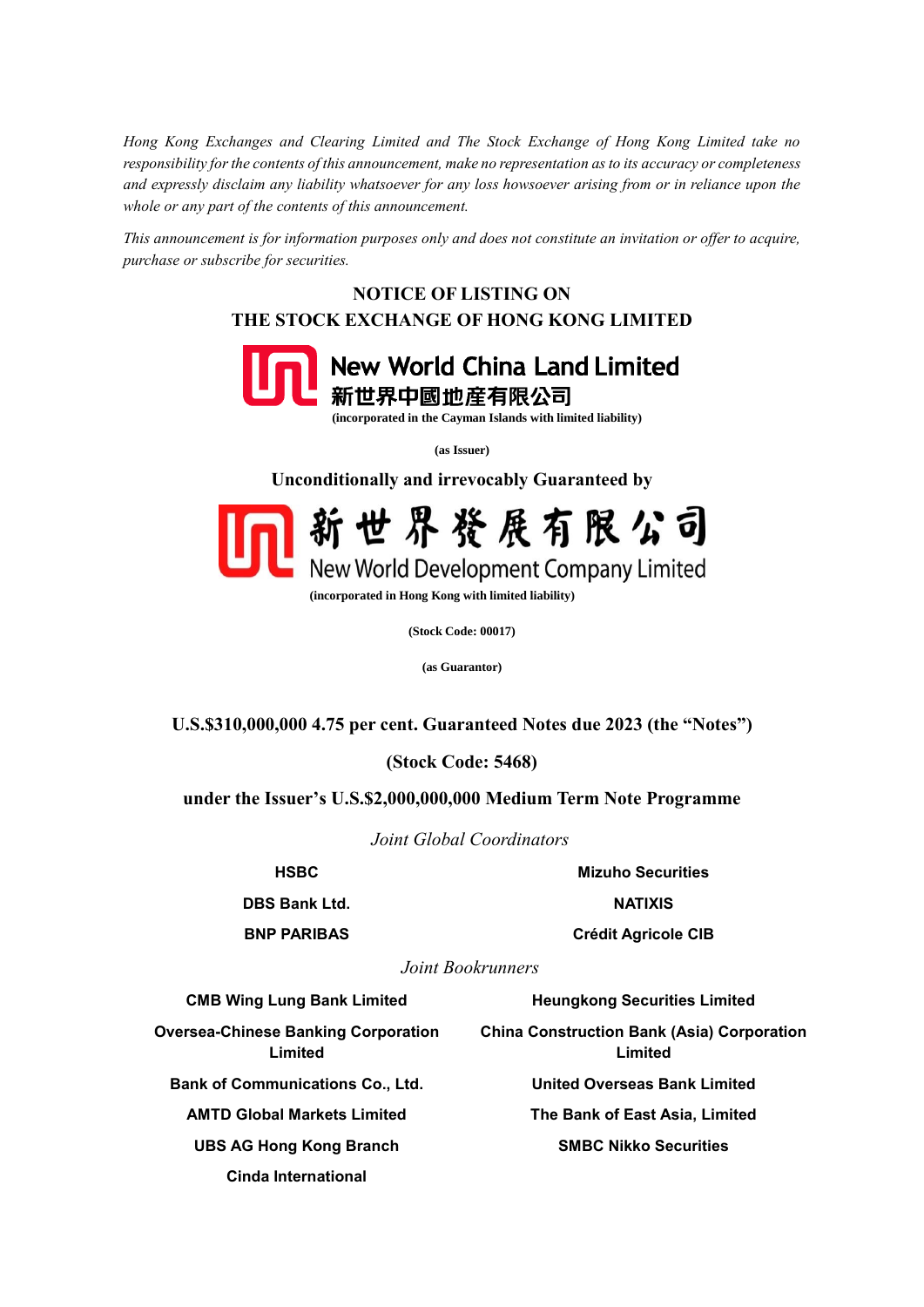*Hong Kong Exchanges and Clearing Limited and The Stock Exchange of Hong Kong Limited take no responsibility for the contents of this announcement, make no representation as to its accuracy or completeness and expressly disclaim any liability whatsoever for any loss howsoever arising from or in reliance upon the whole or any part of the contents of this announcement.*

*This announcement is for information purposes only and does not constitute an invitation or offer to acquire, purchase or subscribe for securities.*

# NOTICE OF LISTING ON THE STOCK EXCHANGE OF HONG KONG LIMITED

**New World China Land Limited**

**新世界中國地產有限公司**

**(incorporated in the Cayman Islands with limited liability)**

**(as Issuer)**

**Unconditionally and irrevocably Guaranteed by**

**新世界發展有限公司**

**New World Development Company Limited**

**(incorporated in Hong Kong with limited liability)**

**(Stock Code: 00017)**

**(as Guarantor)**

**U.S.$310,000,000 4.75 per cent. Guaranteed Notes due 2023 (the "Notes")**

**(Stock Code: 5468)**

**under the Issuer's U.S.$2,000,000,000 Medium Term Note Programme**

*Joint Global Coordinators*

**HSBC**

**Mizuho Securities**

**DBS Bank Ltd.**

**NATIXIS**

**BNP PARIBAS**

**Crédit Agricole CIB**

*Joint Bookrunners*

**CMB Wing Lung Bank Limited**

**Heungkong Securities Limited**

**Oversea-Chinese Banking Corporation Limited**

**China Construction Bank (Asia) Corporation Limited**

**Bank of Communications Co., Ltd.**

**United Overseas Bank Limited**

**AMTD Global Markets Limited**

**The Bank of East Asia, Limited**

**UBS AG Hong Kong Branch**

**SMBC Nikko Securities**

**Cinda International**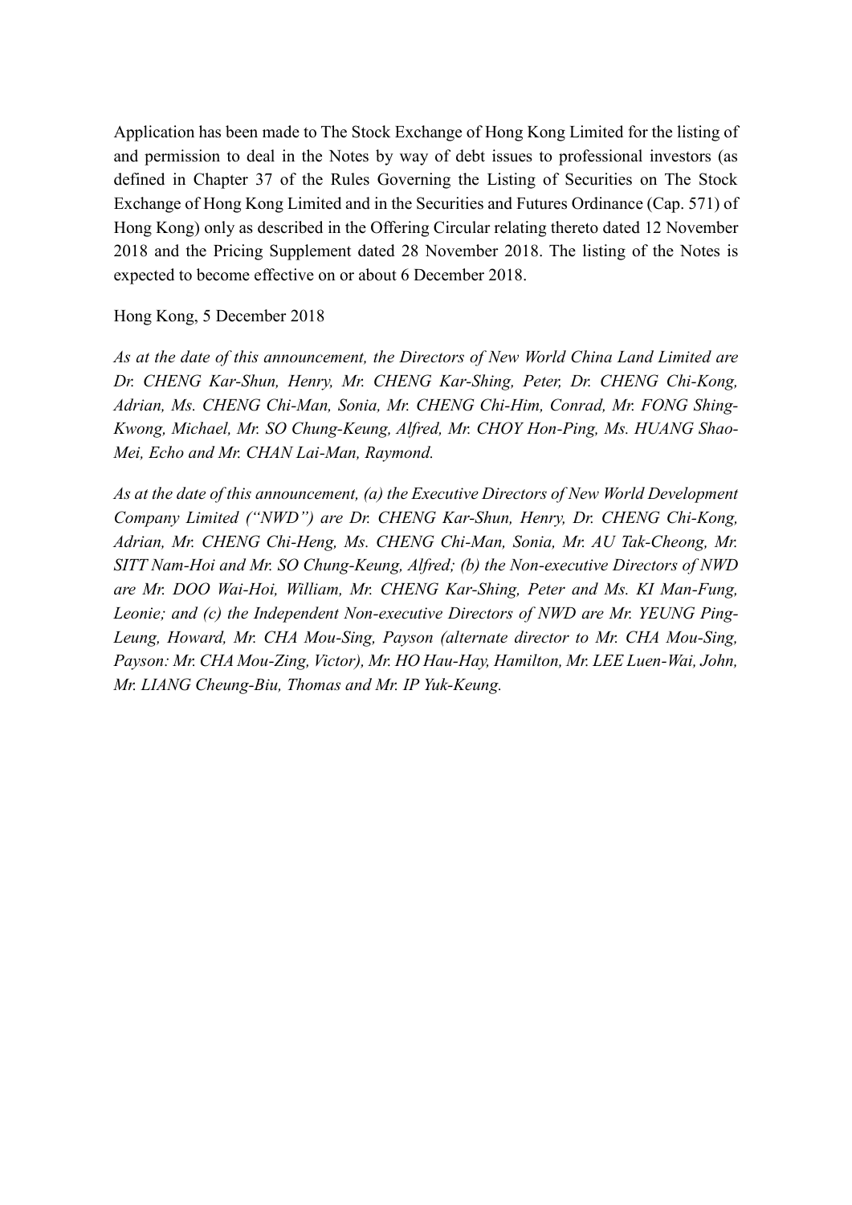Application has been made to The Stock Exchange of Hong Kong Limited for the listing of and permission to deal in the Notes by way of debt issues to professional investors (as defined in Chapter 37 of the Rules Governing the Listing of Securities on The Stock Exchange of Hong Kong Limited and in the Securities and Futures Ordinance (Cap. 571) of Hong Kong) only as described in the Offering Circular relating thereto dated 12 November 2018 and the Pricing Supplement dated 28 November 2018. The listing of the Notes is expected to become effective on or about 6 December 2018.

Hong Kong, 5 December 2018

*As at the date of this announcement, the Directors of New World China Land Limited are Dr. CHENG Kar-Shun, Henry, Mr. CHENG Kar-Shing, Peter, Dr. CHENG Chi-Kong, Adrian, Ms. CHENG Chi-Man, Sonia, Mr. CHENG Chi-Him, Conrad, Mr. FONG Shing-Kwong, Michael, Mr. SO Chung-Keung, Alfred, Mr. CHOY Hon-Ping, Ms. HUANG Shao-Mei, Echo and Mr. CHAN Lai-Man, Raymond.*

*As at the date of this announcement, (a) the Executive Directors of New World Development Company Limited ("NWD") are Dr. CHENG Kar-Shun, Henry, Dr. CHENG Chi-Kong, Adrian, Mr. CHENG Chi-Heng, Ms. CHENG Chi-Man, Sonia, Mr. AU Tak-Cheong, Mr. SITT Nam-Hoi and Mr. SO Chung-Keung, Alfred; (b) the Non-executive Directors of NWD are Mr. DOO Wai-Hoi, William, Mr. CHENG Kar-Shing, Peter and Ms. KI Man-Fung, Leonie; and (c) the Independent Non-executive Directors of NWD are Mr. YEUNG Ping-Leung, Howard, Mr. CHA Mou-Sing, Payson (alternate director to Mr. CHA Mou-Sing, Payson: Mr. CHA Mou-Zing, Victor), Mr. HO Hau-Hay, Hamilton, Mr. LEE Luen-Wai, John, Mr. LIANG Cheung-Biu, Thomas and Mr. IP Yuk-Keung.*